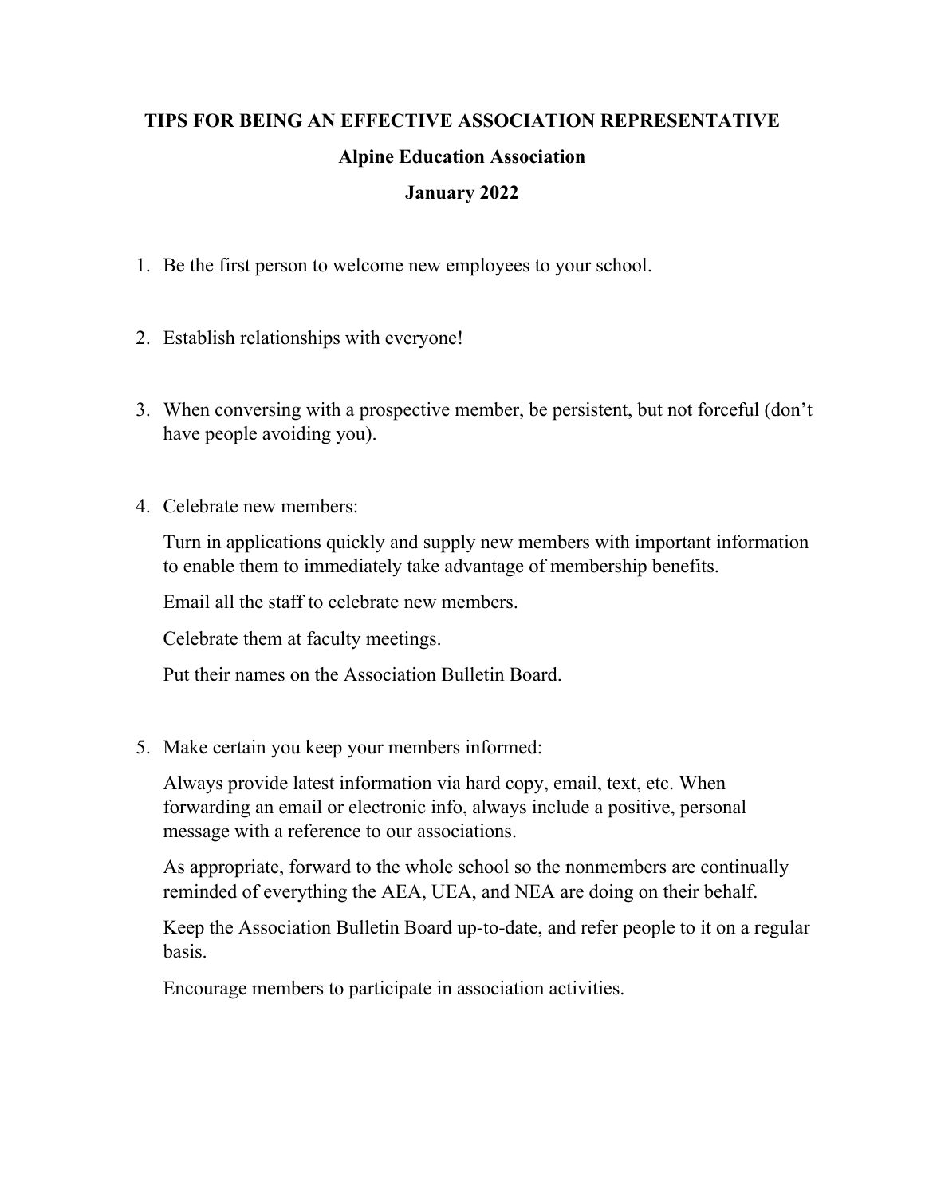# TIPS FOR BEING AN EFFECTIVE ASSOCIATION REPRESENTATIVE

## Alpine Education Association

## January 2022

1. Be the first person to welcome new employees to your school.

2. Establish relationships with everyone!

3. When conversing with a prospective member, be persistent, but not forceful (don't have people avoiding you).

4. Celebrate new members:

   Turn in applications quickly and supply new members with important information to enable them to immediately take advantage of membership benefits.

   Email all the staff to celebrate new members.

   Celebrate them at faculty meetings.

   Put their names on the Association Bulletin Board.

5. Make certain you keep your members informed:

   Always provide latest information via hard copy, email, text, etc. When forwarding an email or electronic info, always include a positive, personal message with a reference to our associations.

   As appropriate, forward to the whole school so the nonmembers are continually reminded of everything the AEA, UEA, and NEA are doing on their behalf.

   Keep the Association Bulletin Board up-to-date, and refer people to it on a regular basis.

   Encourage members to participate in association activities.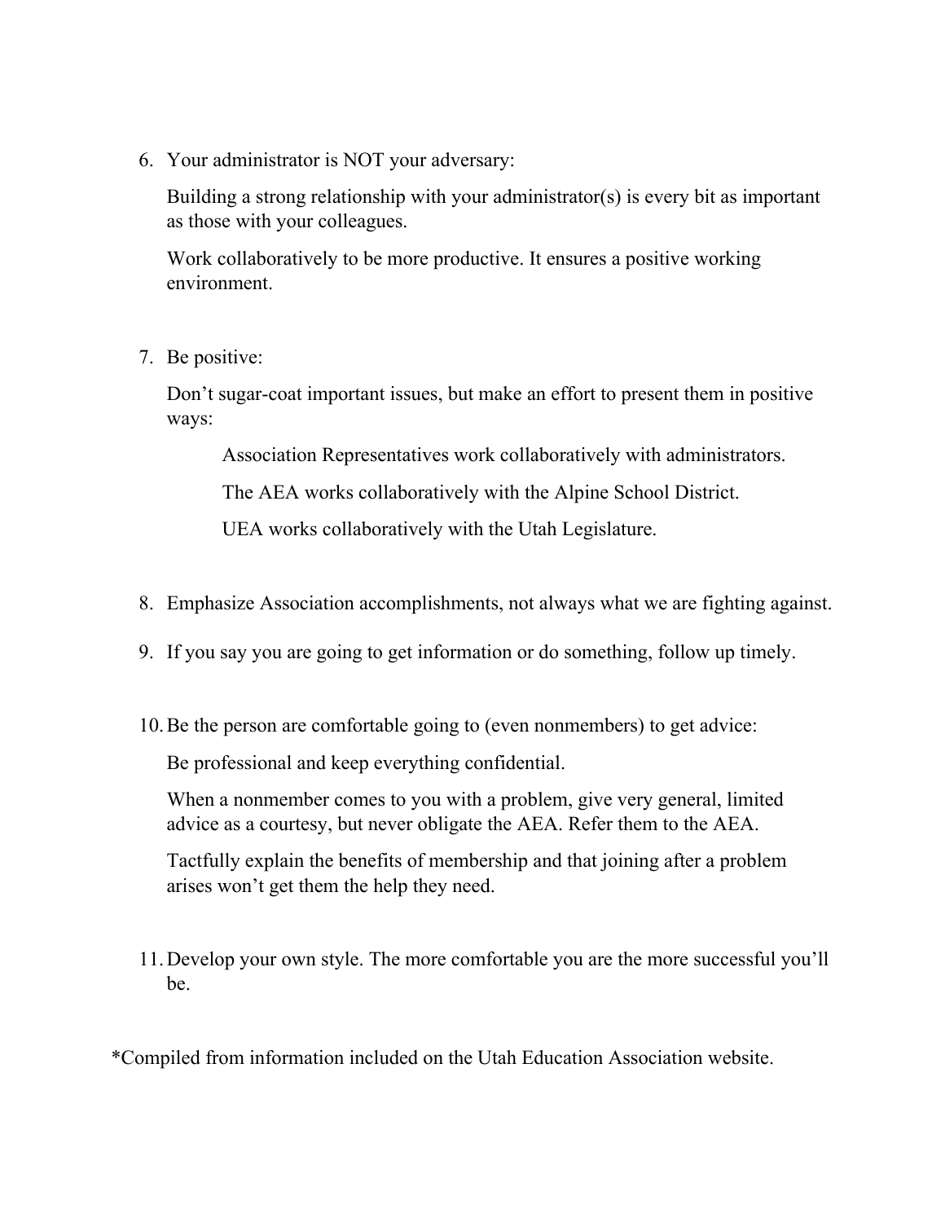6. Your administrator is NOT your adversary:

   Building a strong relationship with your administrator(s) is every bit as important as those with your colleagues.

   Work collaboratively to be more productive. It ensures a positive working environment.

7. Be positive:

   Don't sugar-coat important issues, but make an effort to present them in positive ways:

   > Association Representatives work collaboratively with administrators.
   >
   > The AEA works collaboratively with the Alpine School District.
   >
   > UEA works collaboratively with the Utah Legislature.

8. Emphasize Association accomplishments, not always what we are fighting against.

9. If you say you are going to get information or do something, follow up timely.

10. Be the person are comfortable going to (even nonmembers) to get advice:

    Be professional and keep everything confidential.

    When a nonmember comes to you with a problem, give very general, limited advice as a courtesy, but never obligate the AEA. Refer them to the AEA.

    Tactfully explain the benefits of membership and that joining after a problem arises won't get them the help they need.

11. Develop your own style. The more comfortable you are the more successful you'll be.

*Compiled from information included on the Utah Education Association website.